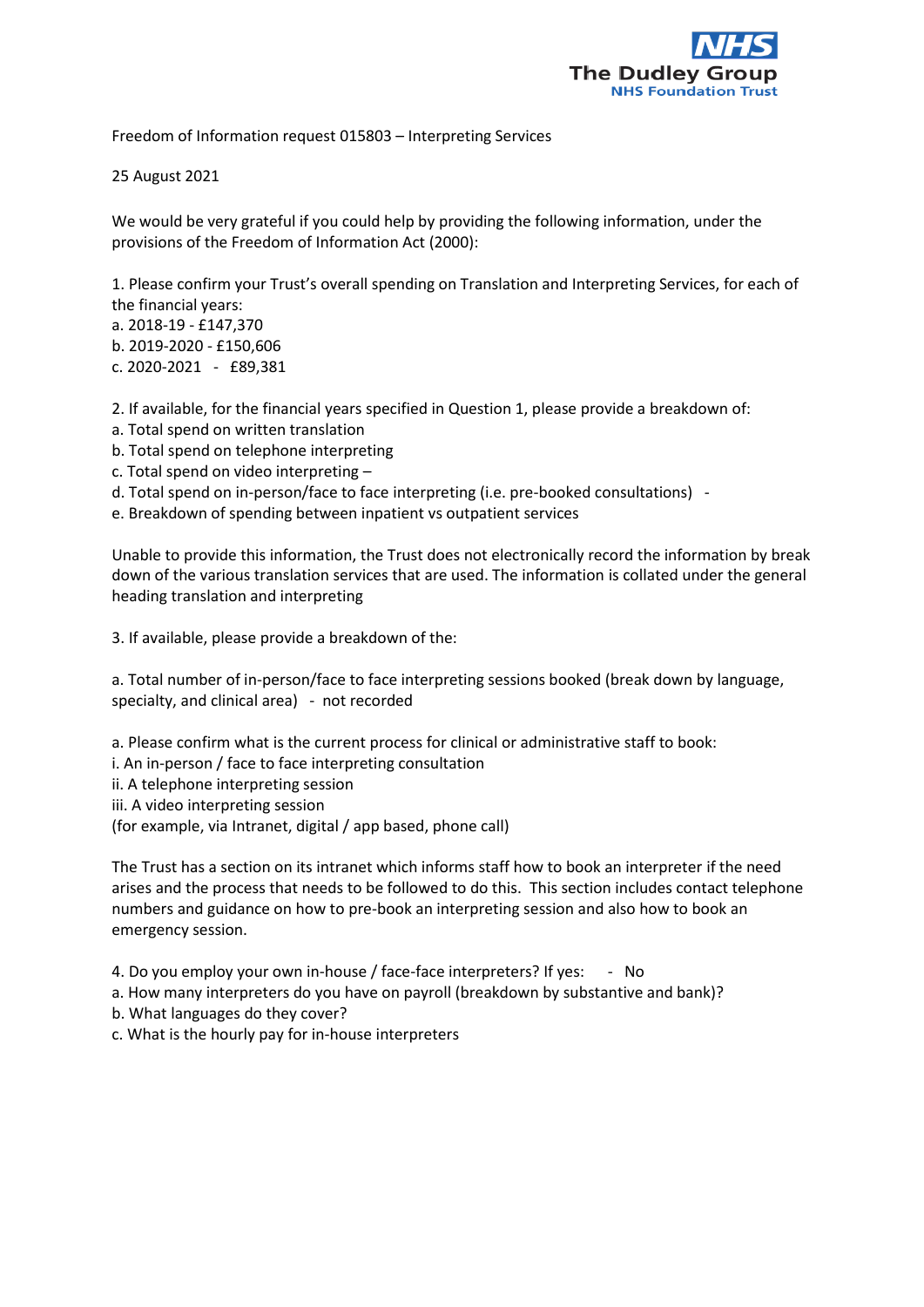NHS
The Dudley Group
NHS Foundation Trust

Freedom of Information request 015803 – Interpreting Services

25 August 2021

We would be very grateful if you could help by providing the following information, under the provisions of the Freedom of Information Act (2000):

1. Please confirm your Trust's overall spending on Translation and Interpreting Services, for each of the financial years:
a. 2018-19 - £147,370
b. 2019-2020 - £150,606
c. 2020-2021 - £89,381

2. If available, for the financial years specified in Question 1, please provide a breakdown of:
a. Total spend on written translation
b. Total spend on telephone interpreting
c. Total spend on video interpreting –
d. Total spend on in-person/face to face interpreting (i.e. pre-booked consultations) -
e. Breakdown of spending between inpatient vs outpatient services

Unable to provide this information, the Trust does not electronically record the information by break down of the various translation services that are used. The information is collated under the general heading translation and interpreting

3. If available, please provide a breakdown of the:

a. Total number of in-person/face to face interpreting sessions booked (break down by language, specialty, and clinical area) - not recorded

a. Please confirm what is the current process for clinical or administrative staff to book:
i. An in-person / face to face interpreting consultation
ii. A telephone interpreting session
iii. A video interpreting session
(for example, via Intranet, digital / app based, phone call)

The Trust has a section on its intranet which informs staff how to book an interpreter if the need arises and the process that needs to be followed to do this. This section includes contact telephone numbers and guidance on how to pre-book an interpreting session and also how to book an emergency session.

4. Do you employ your own in-house / face-face interpreters? If yes: - No
a. How many interpreters do you have on payroll (breakdown by substantive and bank)?
b. What languages do they cover?
c. What is the hourly pay for in-house interpreters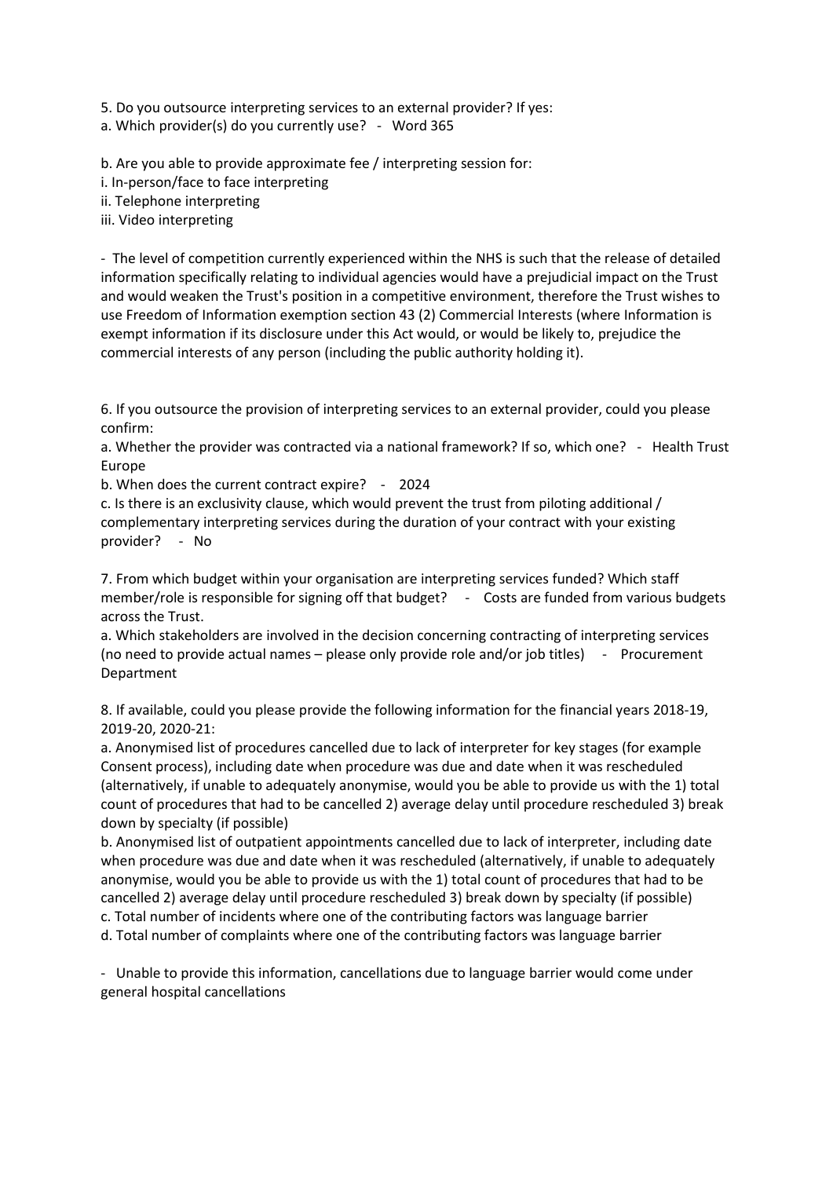5. Do you outsource interpreting services to an external provider? If yes:
a. Which provider(s) do you currently use? - Word 365

b. Are you able to provide approximate fee / interpreting session for:
i. In-person/face to face interpreting
ii. Telephone interpreting
iii. Video interpreting

- The level of competition currently experienced within the NHS is such that the release of detailed information specifically relating to individual agencies would have a prejudicial impact on the Trust and would weaken the Trust's position in a competitive environment, therefore the Trust wishes to use Freedom of Information exemption section 43 (2) Commercial Interests (where Information is exempt information if its disclosure under this Act would, or would be likely to, prejudice the commercial interests of any person (including the public authority holding it).

6. If you outsource the provision of interpreting services to an external provider, could you please confirm:
a. Whether the provider was contracted via a national framework? If so, which one? - Health Trust Europe
b. When does the current contract expire? - 2024
c. Is there is an exclusivity clause, which would prevent the trust from piloting additional / complementary interpreting services during the duration of your contract with your existing provider? - No

7. From which budget within your organisation are interpreting services funded? Which staff member/role is responsible for signing off that budget? - Costs are funded from various budgets across the Trust.
a. Which stakeholders are involved in the decision concerning contracting of interpreting services (no need to provide actual names – please only provide role and/or job titles) - Procurement Department

8. If available, could you please provide the following information for the financial years 2018-19, 2019-20, 2020-21:
a. Anonymised list of procedures cancelled due to lack of interpreter for key stages (for example Consent process), including date when procedure was due and date when it was rescheduled (alternatively, if unable to adequately anonymise, would you be able to provide us with the 1) total count of procedures that had to be cancelled 2) average delay until procedure rescheduled 3) break down by specialty (if possible)
b. Anonymised list of outpatient appointments cancelled due to lack of interpreter, including date when procedure was due and date when it was rescheduled (alternatively, if unable to adequately anonymise, would you be able to provide us with the 1) total count of procedures that had to be cancelled 2) average delay until procedure rescheduled 3) break down by specialty (if possible)
c. Total number of incidents where one of the contributing factors was language barrier
d. Total number of complaints where one of the contributing factors was language barrier

- Unable to provide this information, cancellations due to language barrier would come under general hospital cancellations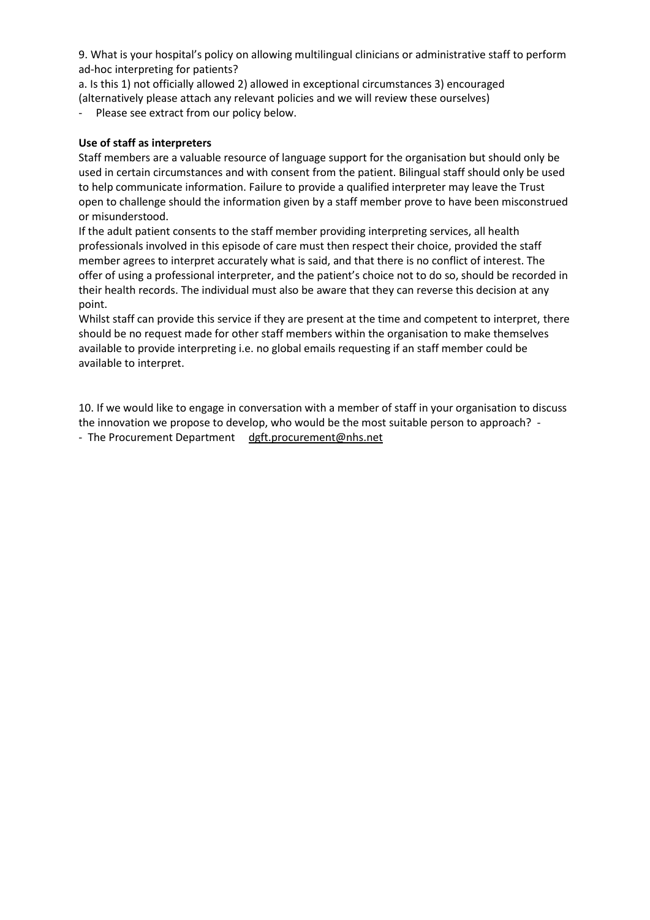9. What is your hospital's policy on allowing multilingual clinicians or administrative staff to perform ad-hoc interpreting for patients?

a. Is this 1) not officially allowed 2) allowed in exceptional circumstances 3) encouraged (alternatively please attach any relevant policies and we will review these ourselves)

- Please see extract from our policy below.

**Use of staff as interpreters**

Staff members are a valuable resource of language support for the organisation but should only be used in certain circumstances and with consent from the patient. Bilingual staff should only be used to help communicate information. Failure to provide a qualified interpreter may leave the Trust open to challenge should the information given by a staff member prove to have been misconstrued or misunderstood.

If the adult patient consents to the staff member providing interpreting services, all health professionals involved in this episode of care must then respect their choice, provided the staff member agrees to interpret accurately what is said, and that there is no conflict of interest. The offer of using a professional interpreter, and the patient's choice not to do so, should be recorded in their health records. The individual must also be aware that they can reverse this decision at any point.

Whilst staff can provide this service if they are present at the time and competent to interpret, there should be no request made for other staff members within the organisation to make themselves available to provide interpreting i.e. no global emails requesting if an staff member could be available to interpret.

10. If we would like to engage in conversation with a member of staff in your organisation to discuss the innovation we propose to develop, who would be the most suitable person to approach? -

- The Procurement Department dgft.procurement@nhs.net